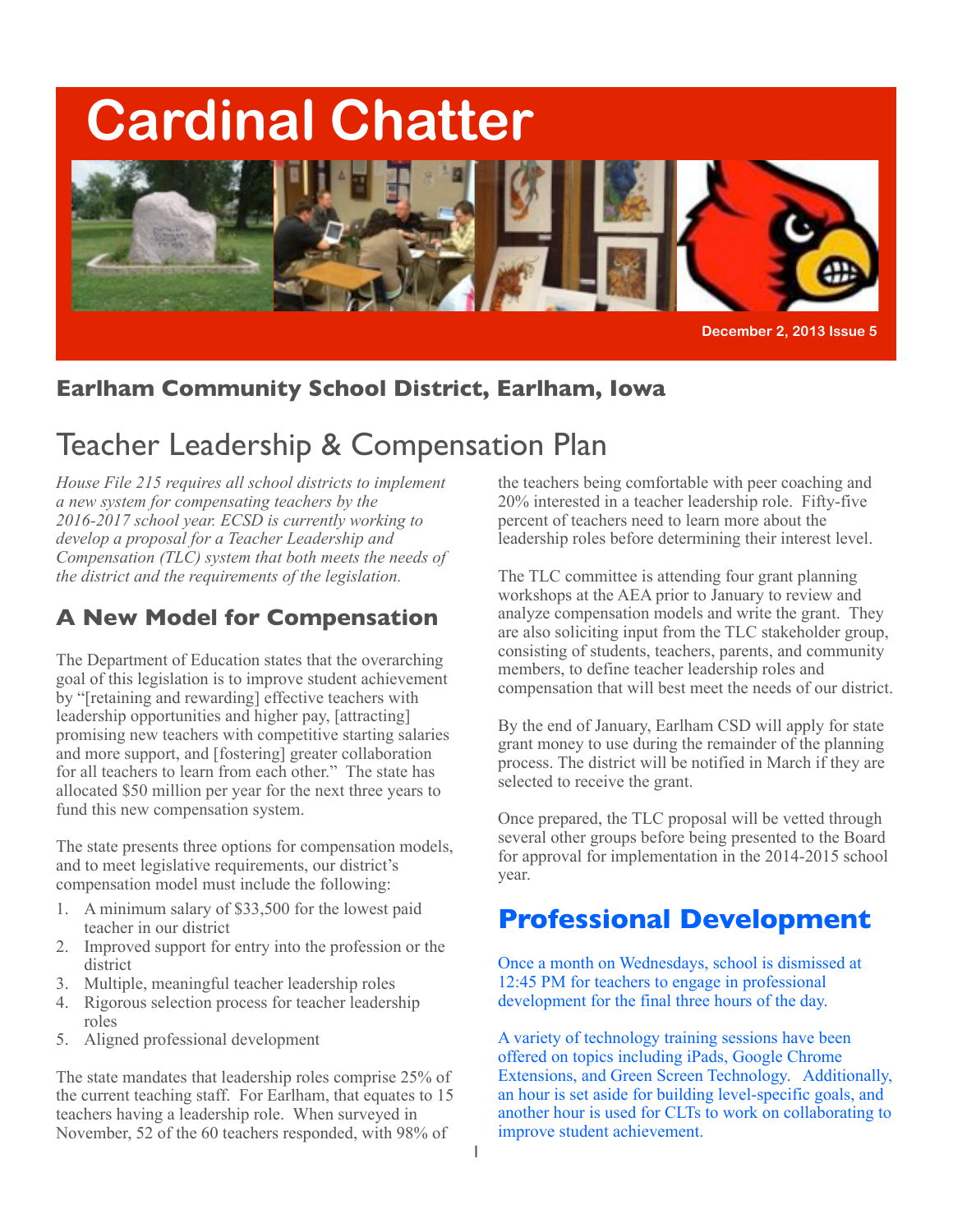# Cardinal Chatter

December 2, 2013 Issue 5

## Earlham Community School District, Earlham, Iowa

# Teacher Leadership & Compensation Plan

*House File 215 requires all school districts to implement a new system for compensating teachers by the 2016-2017 school year. ECSD is currently working to develop a proposal for a Teacher Leadership and Compensation (TLC) system that both meets the needs of the district and the requirements of the legislation.*

## A New Model for Compensation

The Department of Education states that the overarching goal of this legislation is to improve student achievement by "[retaining and rewarding] effective teachers with leadership opportunities and higher pay, [attracting] promising new teachers with competitive starting salaries and more support, and [fostering] greater collaboration for all teachers to learn from each other." The state has allocated $50 million per year for the next three years to fund this new compensation system.

The state presents three options for compensation models, and to meet legislative requirements, our district's compensation model must include the following:

1. A minimum salary of $33,500 for the lowest paid teacher in our district
2. Improved support for entry into the profession or the district
3. Multiple, meaningful teacher leadership roles
4. Rigorous selection process for teacher leadership roles
5. Aligned professional development

The state mandates that leadership roles comprise 25% of the current teaching staff. For Earlham, that equates to 15 teachers having a leadership role. When surveyed in November, 52 of the 60 teachers responded, with 98% of the teachers being comfortable with peer coaching and 20% interested in a teacher leadership role. Fifty-five percent of teachers need to learn more about the leadership roles before determining their interest level.

The TLC committee is attending four grant planning workshops at the AEA prior to January to review and analyze compensation models and write the grant. They are also soliciting input from the TLC stakeholder group, consisting of students, teachers, parents, and community members, to define teacher leadership roles and compensation that will best meet the needs of our district.

By the end of January, Earlham CSD will apply for state grant money to use during the remainder of the planning process. The district will be notified in March if they are selected to receive the grant.

Once prepared, the TLC proposal will be vetted through several other groups before being presented to the Board for approval for implementation in the 2014-2015 school year.

## Professional Development

Once a month on Wednesdays, school is dismissed at 12:45 PM for teachers to engage in professional development for the final three hours of the day.

A variety of technology training sessions have been offered on topics including iPads, Google Chrome Extensions, and Green Screen Technology. Additionally, an hour is set aside for building level-specific goals, and another hour is used for CLTs to work on collaborating to improve student achievement.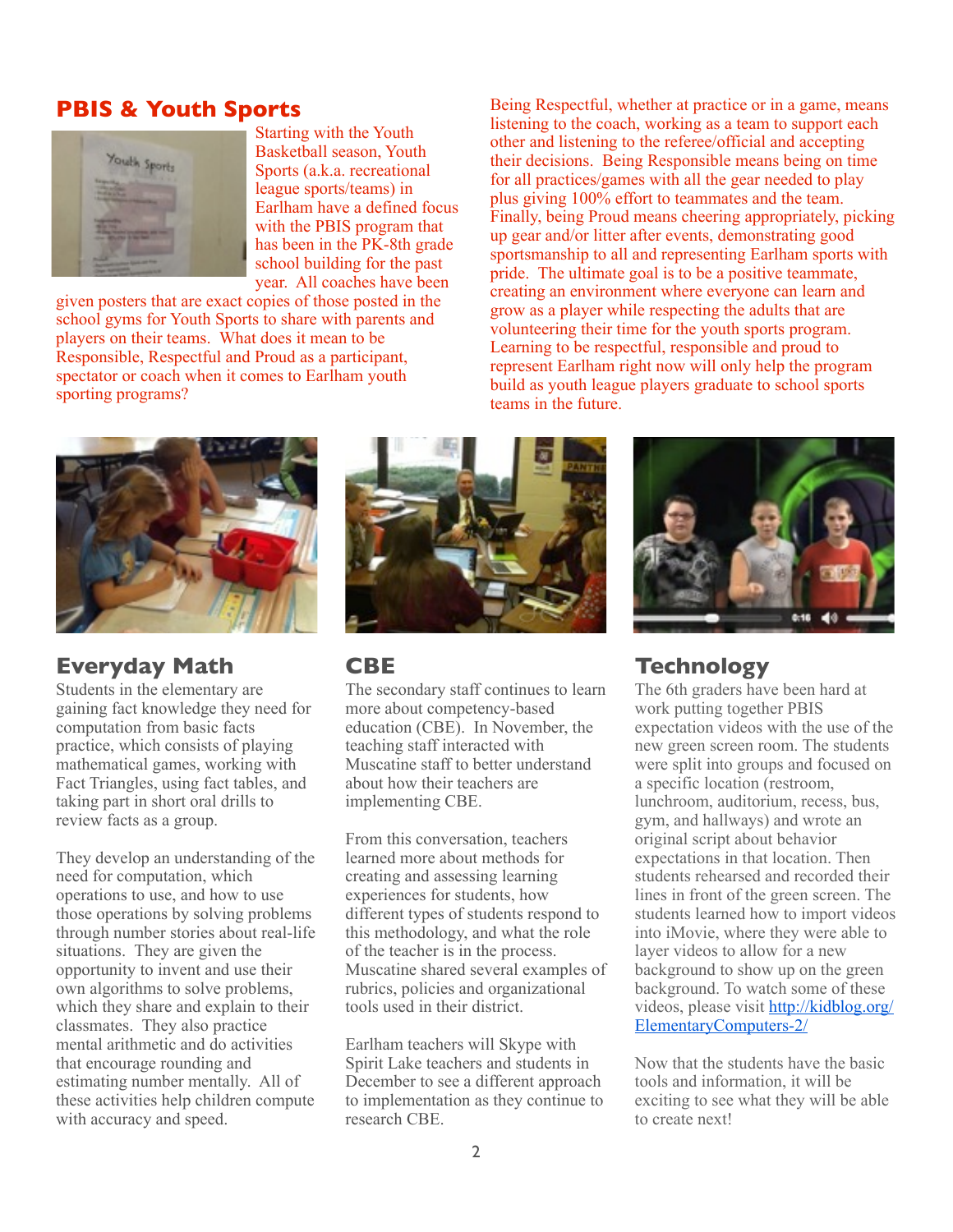## PBIS & Youth Sports

Starting with the Youth Basketball season, Youth Sports (a.k.a. recreational league sports/teams) in Earlham have a defined focus with the PBIS program that has been in the PK-8th grade school building for the past year. All coaches have been given posters that are exact copies of those posted in the school gyms for Youth Sports to share with parents and players on their teams. What does it mean to be Responsible, Respectful and Proud as a participant, spectator or coach when it comes to Earlham youth sporting programs?

Being Respectful, whether at practice or in a game, means listening to the coach, working as a team to support each other and listening to the referee/official and accepting their decisions. Being Responsible means being on time for all practices/games with all the gear needed to play plus giving 100% effort to teammates and the team. Finally, being Proud means cheering appropriately, picking up gear and/or litter after events, demonstrating good sportsmanship to all and representing Earlham sports with pride. The ultimate goal is to be a positive teammate, creating an environment where everyone can learn and grow as a player while respecting the adults that are volunteering their time for the youth sports program. Learning to be respectful, responsible and proud to represent Earlham right now will only help the program build as youth league players graduate to school sports teams in the future.

## Everyday Math

Students in the elementary are gaining fact knowledge they need for computation from basic facts practice, which consists of playing mathematical games, working with Fact Triangles, using fact tables, and taking part in short oral drills to review facts as a group.

They develop an understanding of the need for computation, which operations to use, and how to use those operations by solving problems through number stories about real-life situations. They are given the opportunity to invent and use their own algorithms to solve problems, which they share and explain to their classmates. They also practice mental arithmetic and do activities that encourage rounding and estimating number mentally. All of these activities help children compute with accuracy and speed.

## CBE

The secondary staff continues to learn more about competency-based education (CBE). In November, the teaching staff interacted with Muscatine staff to better understand about how their teachers are implementing CBE.

From this conversation, teachers learned more about methods for creating and assessing learning experiences for students, how different types of students respond to this methodology, and what the role of the teacher is in the process. Muscatine shared several examples of rubrics, policies and organizational tools used in their district.

Earlham teachers will Skype with Spirit Lake teachers and students in December to see a different approach to implementation as they continue to research CBE.

## Technology

The 6th graders have been hard at work putting together PBIS expectation videos with the use of the new green screen room. The students were split into groups and focused on a specific location (restroom, lunchroom, auditorium, recess, bus, gym, and hallways) and wrote an original script about behavior expectations in that location. Then students rehearsed and recorded their lines in front of the green screen. The students learned how to import videos into iMovie, where they were able to layer videos to allow for a new background to show up on the green background. To watch some of these videos, please visit [http://kidblog.org/ElementaryComputers-2/](http://kidblog.org/ElementaryComputers-2/)

Now that the students have the basic tools and information, it will be exciting to see what they will be able to create next!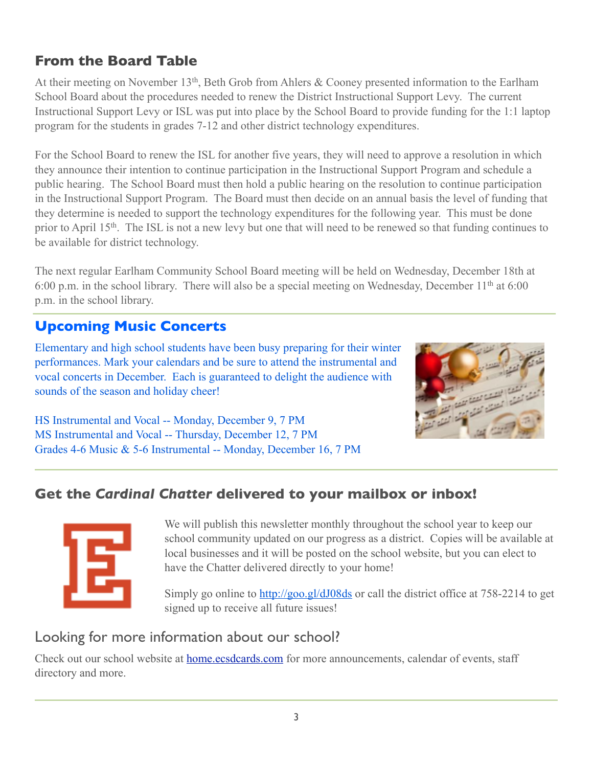## From the Board Table

At their meeting on November 13th, Beth Grob from Ahlers & Cooney presented information to the Earlham School Board about the procedures needed to renew the District Instructional Support Levy. The current Instructional Support Levy or ISL was put into place by the School Board to provide funding for the 1:1 laptop program for the students in grades 7-12 and other district technology expenditures.

For the School Board to renew the ISL for another five years, they will need to approve a resolution in which they announce their intention to continue participation in the Instructional Support Program and schedule a public hearing. The School Board must then hold a public hearing on the resolution to continue participation in the Instructional Support Program. The Board must then decide on an annual basis the level of funding that they determine is needed to support the technology expenditures for the following year. This must be done prior to April 15th. The ISL is not a new levy but one that will need to be renewed so that funding continues to be available for district technology.

The next regular Earlham Community School Board meeting will be held on Wednesday, December 18th at 6:00 p.m. in the school library. There will also be a special meeting on Wednesday, December 11th at 6:00 p.m. in the school library.

## Upcoming Music Concerts

Elementary and high school students have been busy preparing for their winter performances. Mark your calendars and be sure to attend the instrumental and vocal concerts in December. Each is guaranteed to delight the audience with sounds of the season and holiday cheer!

HS Instrumental and Vocal -- Monday, December 9, 7 PM
MS Instrumental and Vocal -- Thursday, December 12, 7 PM
Grades 4-6 Music & 5-6 Instrumental -- Monday, December 16, 7 PM

## Get the *Cardinal Chatter* delivered to your mailbox or inbox!

We will publish this newsletter monthly throughout the school year to keep our school community updated on our progress as a district. Copies will be available at local businesses and it will be posted on the school website, but you can elect to have the Chatter delivered directly to your home!

Simply go online to http://goo.gl/dJ08ds or call the district office at 758-2214 to get signed up to receive all future issues!

## Looking for more information about our school?

Check out our school website at home.ecsdcards.com for more announcements, calendar of events, staff directory and more.